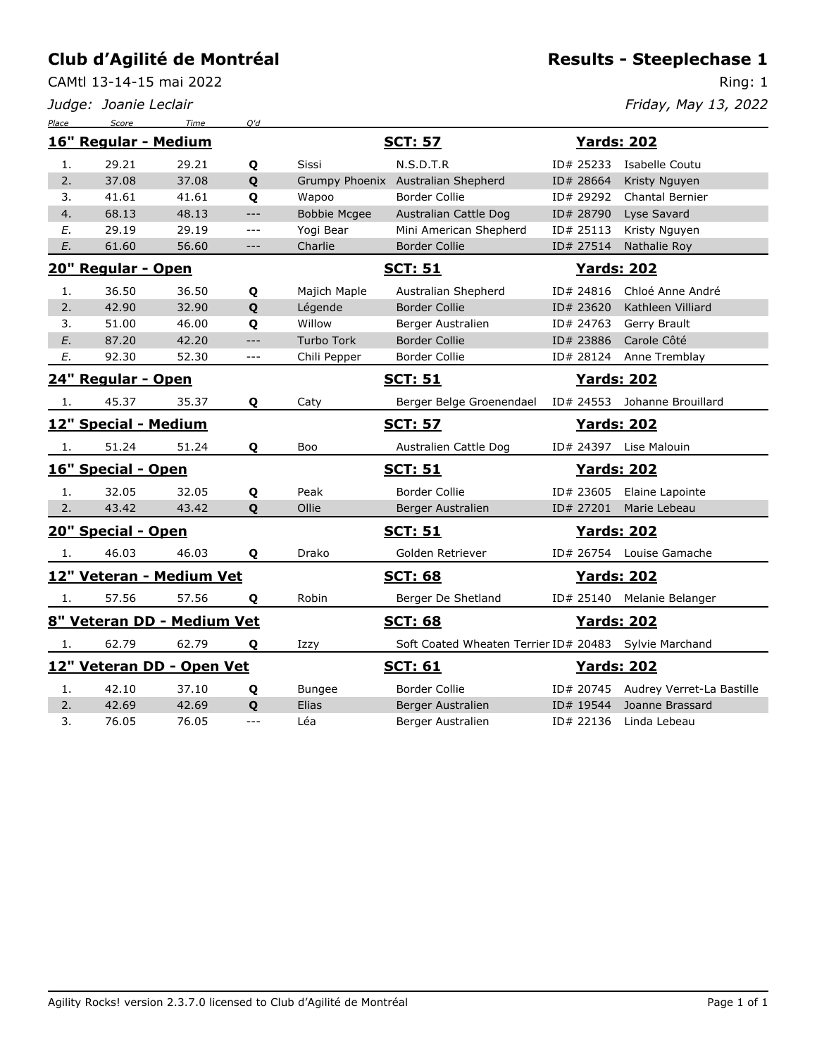# Club d'Agilité de Montréal

CAMtl 13-14-15 mai 2022

*Judge: Joanie Leclair*

## Results - Steeplechase 1

Ring: 1

*Friday, May 13, 2022*

| Place | Score | Time | Q'd | Dog | Breed | ID | Handler |
|---|---|---|---|---|---|---|---|
| **16" Regular - Medium** | | | | **SCT: 57** | | **Yards: 202** | |
| 1. | 29.21 | 29.21 | **Q** | Sissi | N.S.D.T.R | ID# 25233 | Isabelle Coutu |
| 2. | 37.08 | 37.08 | **Q** | Grumpy Phoenix | Australian Shepherd | ID# 28664 | Kristy Nguyen |
| 3. | 41.61 | 41.61 | **Q** | Wapoo | Border Collie | ID# 29292 | Chantal Bernier |
| 4. | 68.13 | 48.13 | --- | Bobbie Mcgee | Australian Cattle Dog | ID# 28790 | Lyse Savard |
| *E.* | 29.19 | 29.19 | --- | Yogi Bear | Mini American Shepherd | ID# 25113 | Kristy Nguyen |
| *E.* | 61.60 | 56.60 | --- | Charlie | Border Collie | ID# 27514 | Nathalie Roy |
| **20" Regular - Open** | | | | **SCT: 51** | | **Yards: 202** | |
| 1. | 36.50 | 36.50 | **Q** | Majich Maple | Australian Shepherd | ID# 24816 | Chloé Anne André |
| 2. | 42.90 | 32.90 | **Q** | Légende | Border Collie | ID# 23620 | Kathleen Villiard |
| 3. | 51.00 | 46.00 | **Q** | Willow | Berger Australien | ID# 24763 | Gerry Brault |
| *E.* | 87.20 | 42.20 | --- | Turbo Tork | Border Collie | ID# 23886 | Carole Côté |
| *E.* | 92.30 | 52.30 | --- | Chili Pepper | Border Collie | ID# 28124 | Anne Tremblay |
| **24" Regular - Open** | | | | **SCT: 51** | | **Yards: 202** | |
| 1. | 45.37 | 35.37 | **Q** | Caty | Berger Belge Groenendael | ID# 24553 | Johanne Brouillard |
| **12" Special - Medium** | | | | **SCT: 57** | | **Yards: 202** | |
| 1. | 51.24 | 51.24 | **Q** | Boo | Australien Cattle Dog | ID# 24397 | Lise Malouin |
| **16" Special - Open** | | | | **SCT: 51** | | **Yards: 202** | |
| 1. | 32.05 | 32.05 | **Q** | Peak | Border Collie | ID# 23605 | Elaine Lapointe |
| 2. | 43.42 | 43.42 | **Q** | Ollie | Berger Australien | ID# 27201 | Marie Lebeau |
| **20" Special - Open** | | | | **SCT: 51** | | **Yards: 202** | |
| 1. | 46.03 | 46.03 | **Q** | Drako | Golden Retriever | ID# 26754 | Louise Gamache |
| **12" Veteran - Medium Vet** | | | | **SCT: 68** | | **Yards: 202** | |
| 1. | 57.56 | 57.56 | **Q** | Robin | Berger De Shetland | ID# 25140 | Melanie Belanger |
| **8" Veteran DD - Medium Vet** | | | | **SCT: 68** | | **Yards: 202** | |
| 1. | 62.79 | 62.79 | **Q** | Izzy | Soft Coated Wheaten Terrier | ID# 20483 | Sylvie Marchand |
| **12" Veteran DD - Open Vet** | | | | **SCT: 61** | | **Yards: 202** | |
| 1. | 42.10 | 37.10 | **Q** | Bungee | Border Collie | ID# 20745 | Audrey Verret-La Bastille |
| 2. | 42.69 | 42.69 | **Q** | Elias | Berger Australien | ID# 19544 | Joanne Brassard |
| 3. | 76.05 | 76.05 | --- | Léa | Berger Australien | ID# 22136 | Linda Lebeau |

Agility Rocks! version 2.3.7.0 licensed to Club d'Agilité de Montréal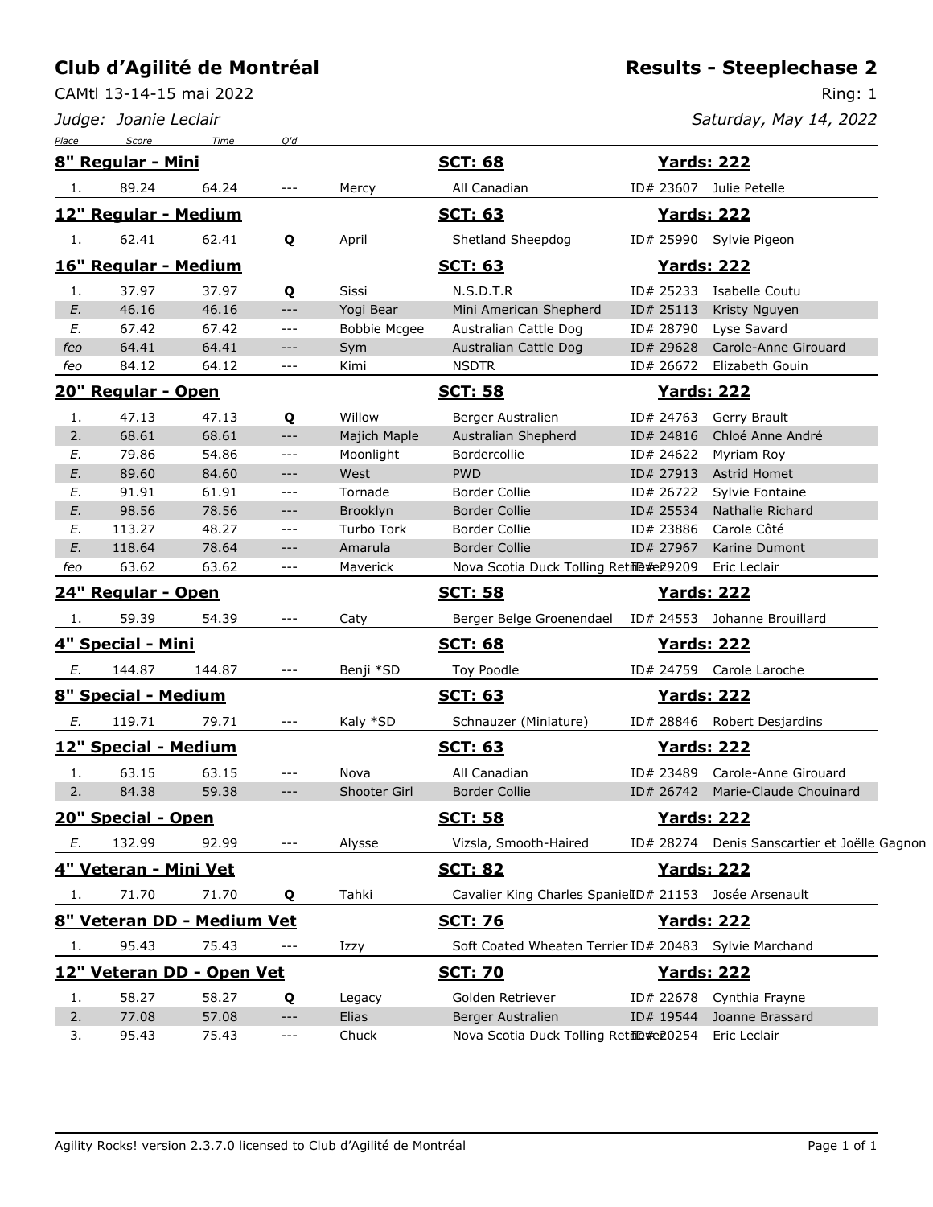# Club d'Agilité de Montréal

CAMtl 13-14-15 mai 2022

*Judge: Joanie Leclair*

## Results - Steeplechase 2

Ring: 1

*Saturday, May 14, 2022*

| Place | Score | Time | Q'd | Dog | Breed | ID | Handler |
|---|---|---|---|---|---|---|---|
| **8" Regular - Mini** | | | | | **SCT: 68** | **Yards: 222** | |
| 1. | 89.24 | 64.24 | --- | Mercy | All Canadian | ID# 23607 | Julie Petelle |
| **12" Regular - Medium** | | | | | **SCT: 63** | **Yards: 222** | |
| 1. | 62.41 | 62.41 | **Q** | April | Shetland Sheepdog | ID# 25990 | Sylvie Pigeon |
| **16" Regular - Medium** | | | | | **SCT: 63** | **Yards: 222** | |
| 1. | 37.97 | 37.97 | **Q** | Sissi | N.S.D.T.R | ID# 25233 | Isabelle Coutu |
| *E.* | 46.16 | 46.16 | --- | Yogi Bear | Mini American Shepherd | ID# 25113 | Kristy Nguyen |
| *E.* | 67.42 | 67.42 | --- | Bobbie Mcgee | Australian Cattle Dog | ID# 28790 | Lyse Savard |
| *feo* | 64.41 | 64.41 | --- | Sym | Australian Cattle Dog | ID# 29628 | Carole-Anne Girouard |
| *feo* | 84.12 | 64.12 | --- | Kimi | NSDTR | ID# 26672 | Elizabeth Gouin |
| **20" Regular - Open** | | | | | **SCT: 58** | **Yards: 222** | |
| 1. | 47.13 | 47.13 | **Q** | Willow | Berger Australien | ID# 24763 | Gerry Brault |
| 2. | 68.61 | 68.61 | --- | Majich Maple | Australian Shepherd | ID# 24816 | Chloé Anne André |
| *E.* | 79.86 | 54.86 | --- | Moonlight | Bordercollie | ID# 24622 | Myriam Roy |
| *E.* | 89.60 | 84.60 | --- | West | PWD | ID# 27913 | Astrid Homet |
| *E.* | 91.91 | 61.91 | --- | Tornade | Border Collie | ID# 26722 | Sylvie Fontaine |
| *E.* | 98.56 | 78.56 | --- | Brooklyn | Border Collie | ID# 25534 | Nathalie Richard |
| *E.* | 113.27 | 48.27 | --- | Turbo Tork | Border Collie | ID# 23886 | Carole Côté |
| *E.* | 118.64 | 78.64 | --- | Amarula | Border Collie | ID# 27967 | Karine Dumont |
| *feo* | 63.62 | 63.62 | --- | Maverick | Nova Scotia Duck Tolling Retriever | ID# 29209 | Eric Leclair |
| **24" Regular - Open** | | | | | **SCT: 58** | **Yards: 222** | |
| 1. | 59.39 | 54.39 | --- | Caty | Berger Belge Groenendael | ID# 24553 | Johanne Brouillard |
| **4" Special - Mini** | | | | | **SCT: 68** | **Yards: 222** | |
| *E.* | 144.87 | 144.87 | --- | Benji *SD | Toy Poodle | ID# 24759 | Carole Laroche |
| **8" Special - Medium** | | | | | **SCT: 63** | **Yards: 222** | |
| *E.* | 119.71 | 79.71 | --- | Kaly *SD | Schnauzer (Miniature) | ID# 28846 | Robert Desjardins |
| **12" Special - Medium** | | | | | **SCT: 63** | **Yards: 222** | |
| 1. | 63.15 | 63.15 | --- | Nova | All Canadian | ID# 23489 | Carole-Anne Girouard |
| 2. | 84.38 | 59.38 | --- | Shooter Girl | Border Collie | ID# 26742 | Marie-Claude Chouinard |
| **20" Special - Open** | | | | | **SCT: 58** | **Yards: 222** | |
| *E.* | 132.99 | 92.99 | --- | Alysse | Vizsla, Smooth-Haired | ID# 28274 | Denis Sanscartier et Joëlle Gagnon |
| **4" Veteran - Mini Vet** | | | | | **SCT: 82** | **Yards: 222** | |
| 1. | 71.70 | 71.70 | **Q** | Tahki | Cavalier King Charles Spaniel | ID# 21153 | Josée Arsenault |
| **8" Veteran DD - Medium Vet** | | | | | **SCT: 76** | **Yards: 222** | |
| 1. | 95.43 | 75.43 | --- | Izzy | Soft Coated Wheaten Terrier | ID# 20483 | Sylvie Marchand |
| **12" Veteran DD - Open Vet** | | | | | **SCT: 70** | **Yards: 222** | |
| 1. | 58.27 | 58.27 | **Q** | Legacy | Golden Retriever | ID# 22678 | Cynthia Frayne |
| 2. | 77.08 | 57.08 | --- | Elias | Berger Australien | ID# 19544 | Joanne Brassard |
| 3. | 95.43 | 75.43 | --- | Chuck | Nova Scotia Duck Tolling Retriever | ID# 20254 | Eric Leclair |

Agility Rocks! version 2.3.7.0 licensed to Club d'Agilité de Montréal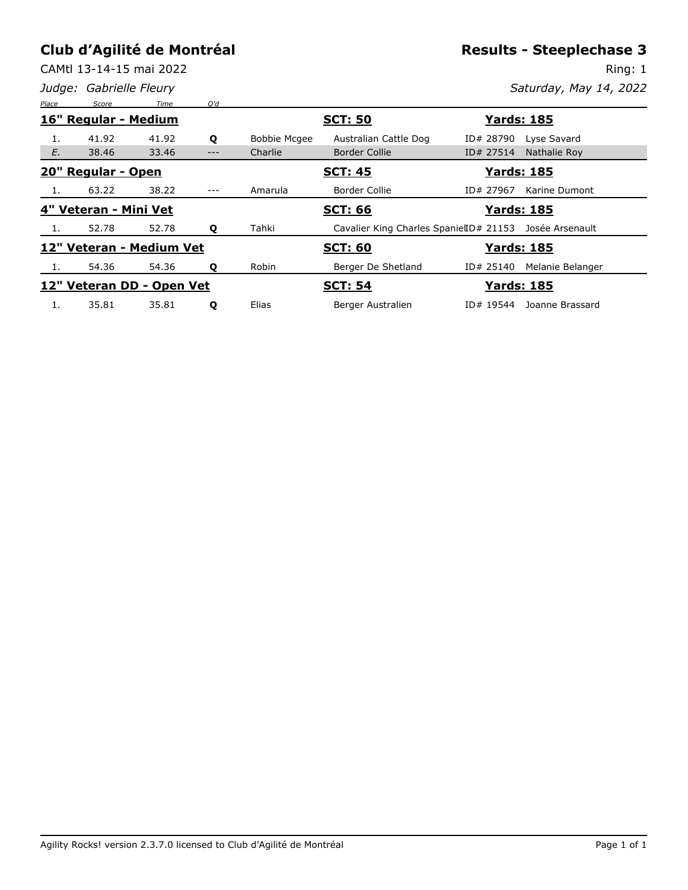# Club d'Agilité de Montréal

## Results - Steeplechase 3

CAMtl 13-14-15 mai 2022

Ring: 1

*Judge: Gabrielle Fleury*

*Saturday, May 14, 2022*

| Place | Score | Time | Q'd | | | | |
|---|---|---|---|---|---|---|---|
| **16" Regular - Medium** | | | | | **SCT: 50** | | **Yards: 185** |
| 1. | 41.92 | 41.92 | **Q** | Bobbie Mcgee | Australian Cattle Dog | ID# 28790 | Lyse Savard |
| *E.* | 38.46 | 33.46 | --- | Charlie | Border Collie | ID# 27514 | Nathalie Roy |
| **20" Regular - Open** | | | | | **SCT: 45** | | **Yards: 185** |
| 1. | 63.22 | 38.22 | --- | Amarula | Border Collie | ID# 27967 | Karine Dumont |
| **4" Veteran - Mini Vet** | | | | | **SCT: 66** | | **Yards: 185** |
| 1. | 52.78 | 52.78 | **Q** | Tahki | Cavalier King Charles Spaniel | ID# 21153 | Josée Arsenault |
| **12" Veteran - Medium Vet** | | | | | **SCT: 60** | | **Yards: 185** |
| 1. | 54.36 | 54.36 | **Q** | Robin | Berger De Shetland | ID# 25140 | Melanie Belanger |
| **12" Veteran DD - Open Vet** | | | | | **SCT: 54** | | **Yards: 185** |
| 1. | 35.81 | 35.81 | **Q** | Elias | Berger Australien | ID# 19544 | Joanne Brassard |

Agility Rocks! version 2.3.7.0 licensed to Club d'Agilité de Montréal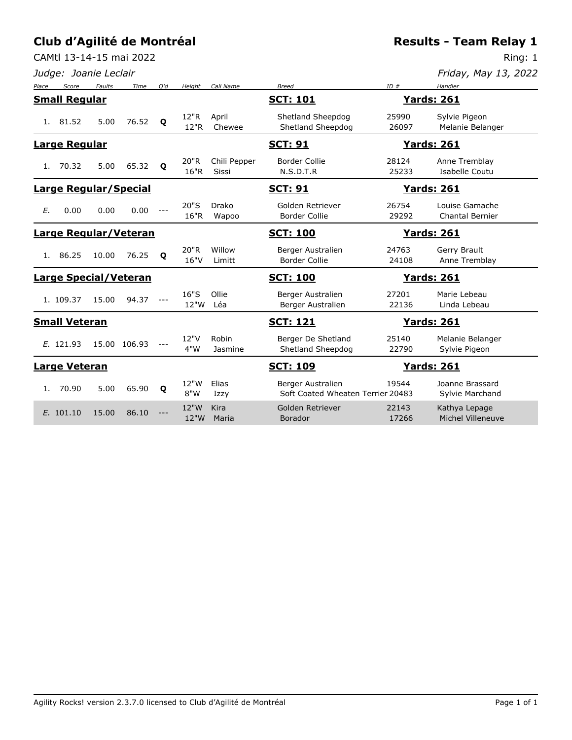# Club d'Agilité de Montréal

## Results - Team Relay 1

CAMtl 13-14-15 mai 2022

Ring: 1

*Judge: Joanie Leclair*

*Friday, May 13, 2022*

| Place | Score | Faults | Time | Q'd | Height | Call Name | Breed | ID # | Handler |
|---|---|---|---|---|---|---|---|---|---|
| **Small Regular** | | | | | | | **SCT: 101** | **Yards: 261** | |
| 1. | 81.52 | 5.00 | 76.52 | **Q** | 12"R | April | Shetland Sheepdog | 25990 | Sylvie Pigeon |
| | | | | | 12"R | Chewee | Shetland Sheepdog | 26097 | Melanie Belanger |
| **Large Regular** | | | | | | | **SCT: 91** | **Yards: 261** | |
| 1. | 70.32 | 5.00 | 65.32 | **Q** | 20"R | Chili Pepper | Border Collie | 28124 | Anne Tremblay |
| | | | | | 16"R | Sissi | N.S.D.T.R | 25233 | Isabelle Coutu |
| **Large Regular/Special** | | | | | | | **SCT: 91** | **Yards: 261** | |
| *E.* | 0.00 | 0.00 | 0.00 | --- | 20"S | Drako | Golden Retriever | 26754 | Louise Gamache |
| | | | | | 16"R | Wapoo | Border Collie | 29292 | Chantal Bernier |
| **Large Regular/Veteran** | | | | | | | **SCT: 100** | **Yards: 261** | |
| 1. | 86.25 | 10.00 | 76.25 | **Q** | 20"R | Willow | Berger Australien | 24763 | Gerry Brault |
| | | | | | 16"V | Limitt | Border Collie | 24108 | Anne Tremblay |
| **Large Special/Veteran** | | | | | | | **SCT: 100** | **Yards: 261** | |
| 1. | 109.37 | 15.00 | 94.37 | --- | 16"S | Ollie | Berger Australien | 27201 | Marie Lebeau |
| | | | | | 12"W | Léa | Berger Australien | 22136 | Linda Lebeau |
| **Small Veteran** | | | | | | | **SCT: 121** | **Yards: 261** | |
| *E.* | 121.93 | 15.00 | 106.93 | --- | 12"V | Robin | Berger De Shetland | 25140 | Melanie Belanger |
| | | | | | 4"W | Jasmine | Shetland Sheepdog | 22790 | Sylvie Pigeon |
| **Large Veteran** | | | | | | | **SCT: 109** | **Yards: 261** | |
| 1. | 70.90 | 5.00 | 65.90 | **Q** | 12"W | Elias | Berger Australien | 19544 | Joanne Brassard |
| | | | | | 8"W | Izzy | Soft Coated Wheaten Terrier | 20483 | Sylvie Marchand |
| *E.* | 101.10 | 15.00 | 86.10 | --- | 12"W | Kira | Golden Retriever | 22143 | Kathya Lepage |
| | | | | | 12"W | Maria | Borador | 17266 | Michel Villeneuve |

Agility Rocks! version 2.3.7.0 licensed to Club d'Agilité de Montréal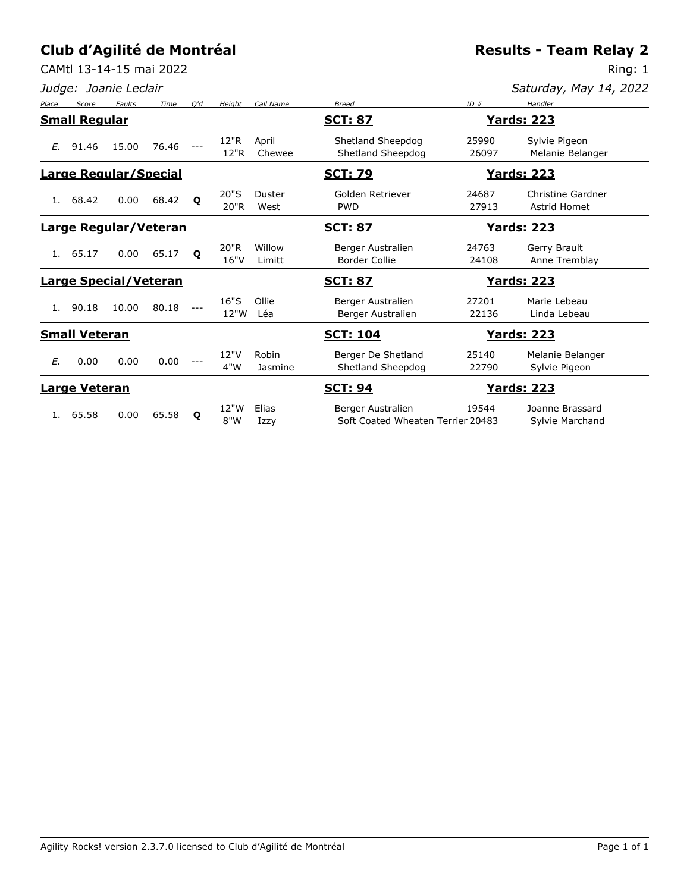# Club d'Agilité de Montréal

CAMtl 13-14-15 mai 2022

*Judge: Joanie Leclair*

## Results - Team Relay 2

Ring: 1

*Saturday, May 14, 2022*

| Place | Score | Faults | Time | Q'd | Height | Call Name | Breed | ID # | Handler |
|---|---|---|---|---|---|---|---|---|---|
| **Small Regular** | | | | | | | **SCT: 87** | | **Yards: 223** |
| *E.* | 91.46 | 15.00 | 76.46 | --- | 12"R | April | Shetland Sheepdog | 25990 | Sylvie Pigeon |
| | | | | | 12"R | Chewee | Shetland Sheepdog | 26097 | Melanie Belanger |
| **Large Regular/Special** | | | | | | | **SCT: 79** | | **Yards: 223** |
| 1. | 68.42 | 0.00 | 68.42 | **Q** | 20"S | Duster | Golden Retriever | 24687 | Christine Gardner |
| | | | | | 20"R | West | PWD | 27913 | Astrid Homet |
| **Large Regular/Veteran** | | | | | | | **SCT: 87** | | **Yards: 223** |
| 1. | 65.17 | 0.00 | 65.17 | **Q** | 20"R | Willow | Berger Australien | 24763 | Gerry Brault |
| | | | | | 16"V | Limitt | Border Collie | 24108 | Anne Tremblay |
| **Large Special/Veteran** | | | | | | | **SCT: 87** | | **Yards: 223** |
| 1. | 90.18 | 10.00 | 80.18 | --- | 16"S | Ollie | Berger Australien | 27201 | Marie Lebeau |
| | | | | | 12"W | Léa | Berger Australien | 22136 | Linda Lebeau |
| **Small Veteran** | | | | | | | **SCT: 104** | | **Yards: 223** |
| *E.* | 0.00 | 0.00 | 0.00 | --- | 12"V | Robin | Berger De Shetland | 25140 | Melanie Belanger |
| | | | | | 4"W | Jasmine | Shetland Sheepdog | 22790 | Sylvie Pigeon |
| **Large Veteran** | | | | | | | **SCT: 94** | | **Yards: 223** |
| 1. | 65.58 | 0.00 | 65.58 | **Q** | 12"W | Elias | Berger Australien | 19544 | Joanne Brassard |
| | | | | | 8"W | Izzy | Soft Coated Wheaten Terrier | 20483 | Sylvie Marchand |

Agility Rocks! version 2.3.7.0 licensed to Club d'Agilité de Montréal